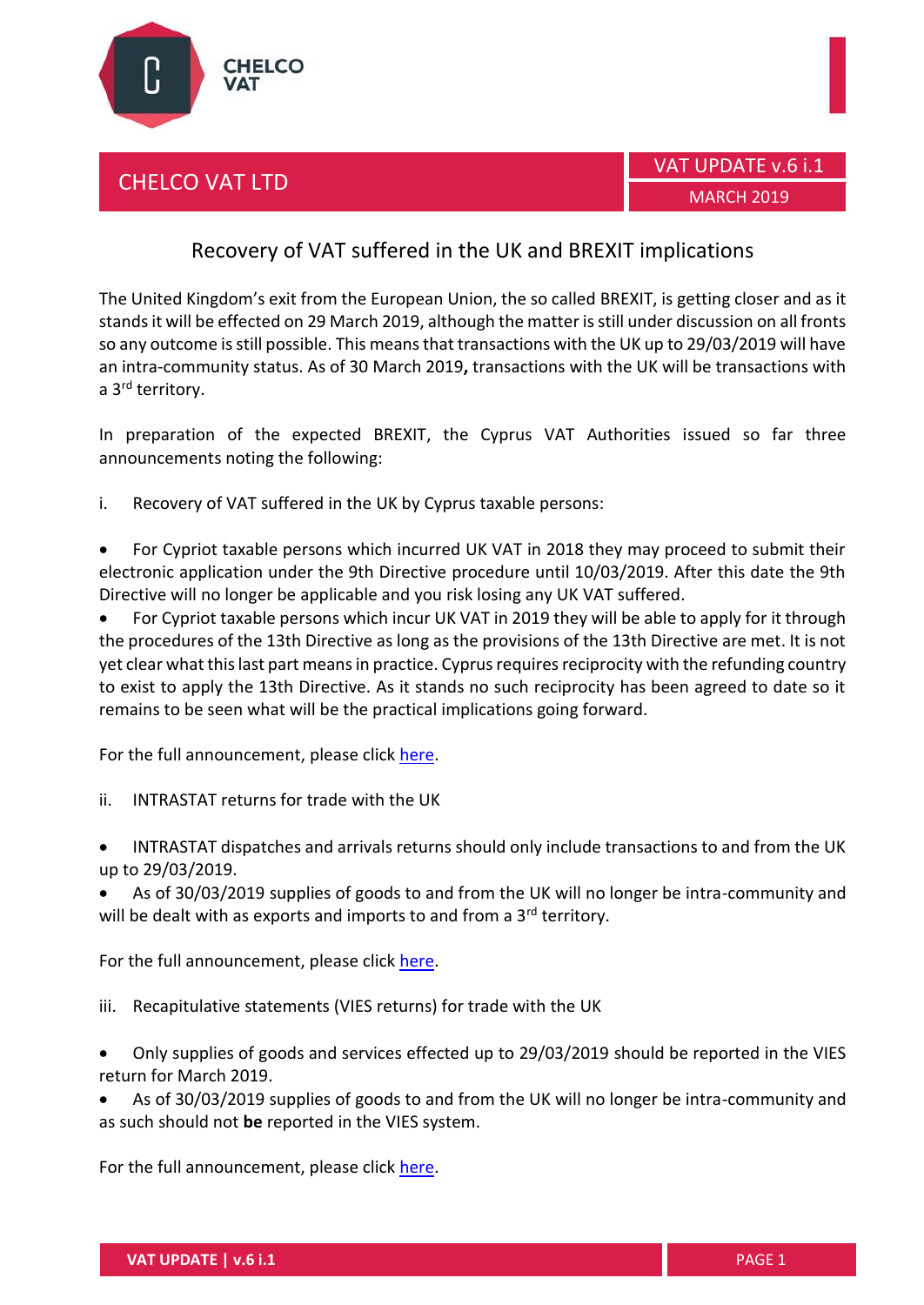CHELCO VAT

CHELCO VAT LTD

VAT UPDATE v.6 i.1

MARCH 2019

# Recovery of VAT suffered in the UK and BREXIT implications

The United Kingdom's exit from the European Union, the so called BREXIT, is getting closer and as it stands it will be effected on 29 March 2019, although the matter is still under discussion on all fronts so any outcome is still possible. This means that transactions with the UK up to 29/03/2019 will have an intra-community status. As of 30 March 2019**,** transactions with the UK will be transactions with a 3rd territory.

In preparation of the expected BREXIT, the Cyprus VAT Authorities issued so far three announcements noting the following:

i. Recovery of VAT suffered in the UK by Cyprus taxable persons:

- For Cypriot taxable persons which incurred UK VAT in 2018 they may proceed to submit their electronic application under the 9th Directive procedure until 10/03/2019. After this date the 9th Directive will no longer be applicable and you risk losing any UK VAT suffered.
- For Cypriot taxable persons which incur UK VAT in 2019 they will be able to apply for it through the procedures of the 13th Directive as long as the provisions of the 13th Directive are met. It is not yet clear what this last part means in practice. Cyprus requires reciprocity with the refunding country to exist to apply the 13th Directive. As it stands no such reciprocity has been agreed to date so it remains to be seen what will be the practical implications going forward.

For the full announcement, please click here.

ii. INTRASTAT returns for trade with the UK

- INTRASTAT dispatches and arrivals returns should only include transactions to and from the UK up to 29/03/2019.
- As of 30/03/2019 supplies of goods to and from the UK will no longer be intra-community and will be dealt with as exports and imports to and from a 3rd territory.

For the full announcement, please click here.

iii. Recapitulative statements (VIES returns) for trade with the UK

- Only supplies of goods and services effected up to 29/03/2019 should be reported in the VIES return for March 2019.
- As of 30/03/2019 supplies of goods to and from the UK will no longer be intra-community and as such should not **be** reported in the VIES system.

For the full announcement, please click here.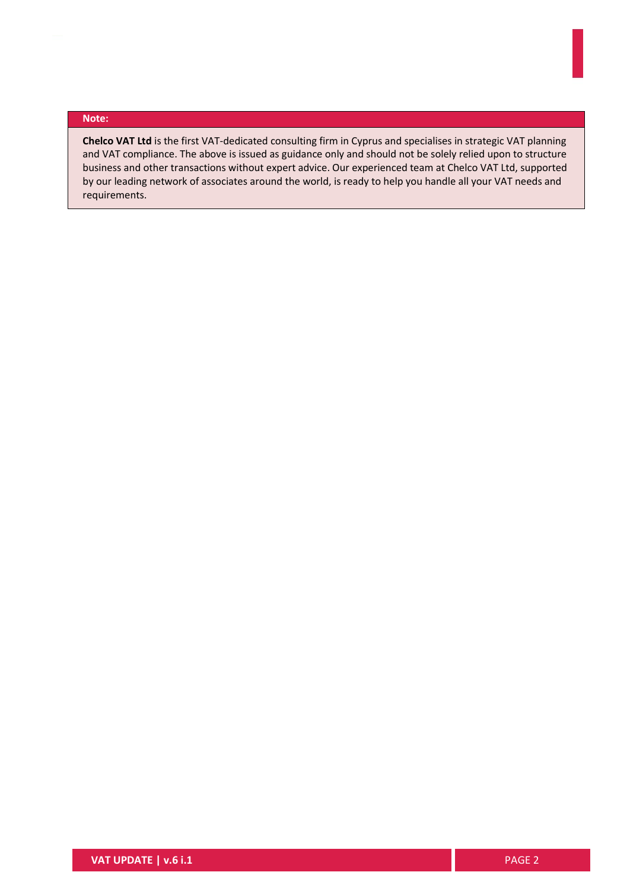**Note:**

**Chelco VAT Ltd** is the first VAT-dedicated consulting firm in Cyprus and specialises in strategic VAT planning and VAT compliance. The above is issued as guidance only and should not be solely relied upon to structure business and other transactions without expert advice. Our experienced team at Chelco VAT Ltd, supported by our leading network of associates around the world, is ready to help you handle all your VAT needs and requirements.